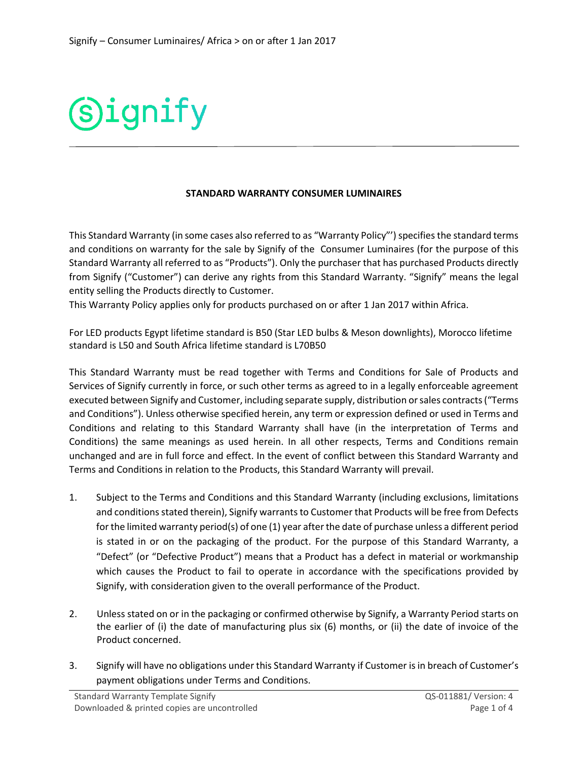Signify – Consumer Luminaires/ Africa > on or after 1 Jan 2017

Signify

## STANDARD WARRANTY CONSUMER LUMINAIRES

This Standard Warranty (in some cases also referred to as "Warranty Policy"') specifies the standard terms and conditions on warranty for the sale by Signify of the Consumer Luminaires (for the purpose of this Standard Warranty all referred to as "Products"). Only the purchaser that has purchased Products directly from Signify ("Customer") can derive any rights from this Standard Warranty. "Signify" means the legal entity selling the Products directly to Customer.

This Warranty Policy applies only for products purchased on or after 1 Jan 2017 within Africa.

For LED products Egypt lifetime standard is B50 (Star LED bulbs & Meson downlights), Morocco lifetime standard is L50 and South Africa lifetime standard is L70B50

This Standard Warranty must be read together with Terms and Conditions for Sale of Products and Services of Signify currently in force, or such other terms as agreed to in a legally enforceable agreement executed between Signify and Customer, including separate supply, distribution or sales contracts ("Terms and Conditions"). Unless otherwise specified herein, any term or expression defined or used in Terms and Conditions and relating to this Standard Warranty shall have (in the interpretation of Terms and Conditions) the same meanings as used herein. In all other respects, Terms and Conditions remain unchanged and are in full force and effect. In the event of conflict between this Standard Warranty and Terms and Conditions in relation to the Products, this Standard Warranty will prevail.

1. Subject to the Terms and Conditions and this Standard Warranty (including exclusions, limitations and conditions stated therein), Signify warrants to Customer that Products will be free from Defects for the limited warranty period(s) of one (1) year after the date of purchase unless a different period is stated in or on the packaging of the product. For the purpose of this Standard Warranty, a "Defect" (or "Defective Product") means that a Product has a defect in material or workmanship which causes the Product to fail to operate in accordance with the specifications provided by Signify, with consideration given to the overall performance of the Product.

2. Unless stated on or in the packaging or confirmed otherwise by Signify, a Warranty Period starts on the earlier of (i) the date of manufacturing plus six (6) months, or (ii) the date of invoice of the Product concerned.

3. Signify will have no obligations under this Standard Warranty if Customer is in breach of Customer's payment obligations under Terms and Conditions.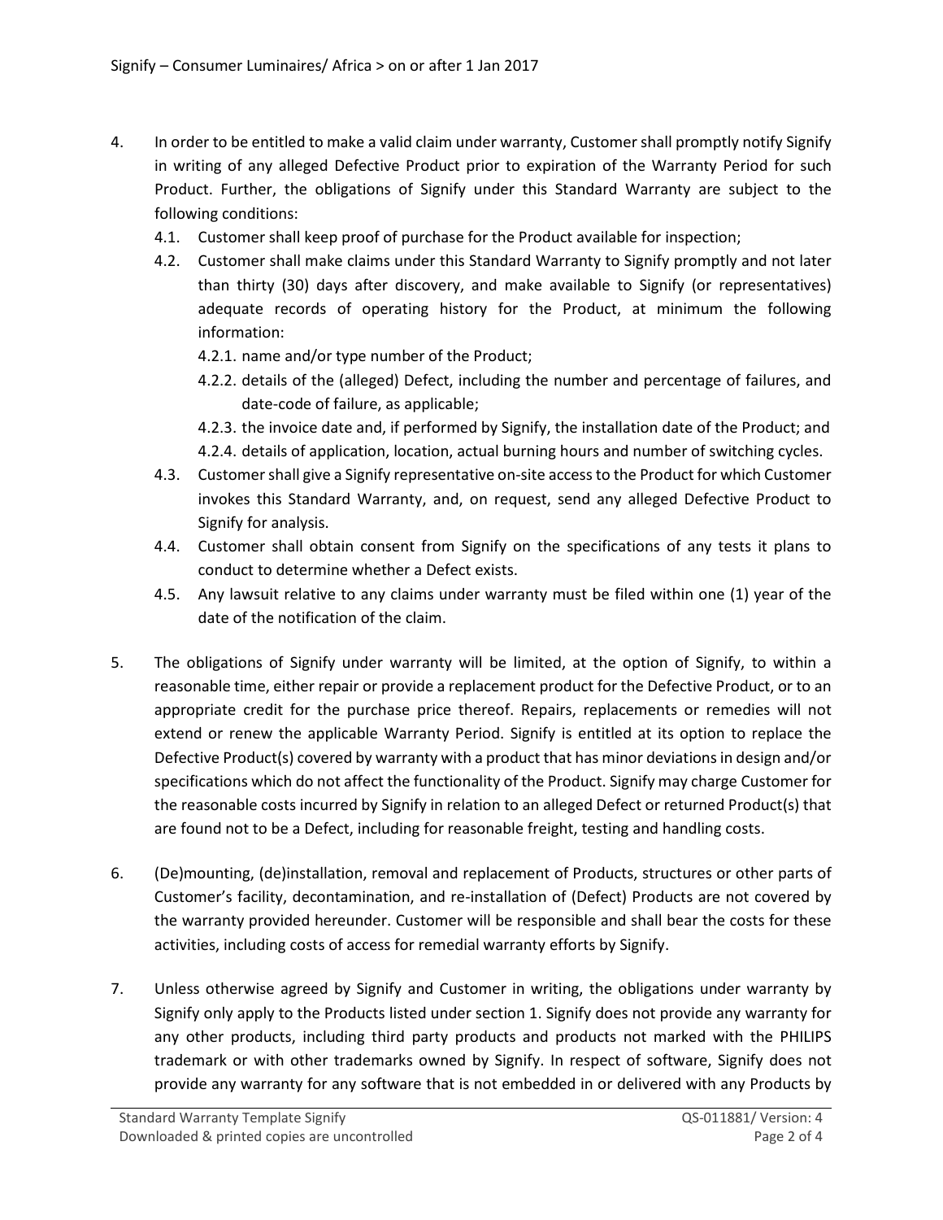4. In order to be entitled to make a valid claim under warranty, Customer shall promptly notify Signify in writing of any alleged Defective Product prior to expiration of the Warranty Period for such Product. Further, the obligations of Signify under this Standard Warranty are subject to the following conditions:
   - 4.1. Customer shall keep proof of purchase for the Product available for inspection;
   - 4.2. Customer shall make claims under this Standard Warranty to Signify promptly and not later than thirty (30) days after discovery, and make available to Signify (or representatives) adequate records of operating history for the Product, at minimum the following information:
     - 4.2.1. name and/or type number of the Product;
     - 4.2.2. details of the (alleged) Defect, including the number and percentage of failures, and date-code of failure, as applicable;
     - 4.2.3. the invoice date and, if performed by Signify, the installation date of the Product; and
     - 4.2.4. details of application, location, actual burning hours and number of switching cycles.
   - 4.3. Customer shall give a Signify representative on-site access to the Product for which Customer invokes this Standard Warranty, and, on request, send any alleged Defective Product to Signify for analysis.
   - 4.4. Customer shall obtain consent from Signify on the specifications of any tests it plans to conduct to determine whether a Defect exists.
   - 4.5. Any lawsuit relative to any claims under warranty must be filed within one (1) year of the date of the notification of the claim.

5. The obligations of Signify under warranty will be limited, at the option of Signify, to within a reasonable time, either repair or provide a replacement product for the Defective Product, or to an appropriate credit for the purchase price thereof. Repairs, replacements or remedies will not extend or renew the applicable Warranty Period. Signify is entitled at its option to replace the Defective Product(s) covered by warranty with a product that has minor deviations in design and/or specifications which do not affect the functionality of the Product. Signify may charge Customer for the reasonable costs incurred by Signify in relation to an alleged Defect or returned Product(s) that are found not to be a Defect, including for reasonable freight, testing and handling costs.

6. (De)mounting, (de)installation, removal and replacement of Products, structures or other parts of Customer's facility, decontamination, and re-installation of (Defect) Products are not covered by the warranty provided hereunder. Customer will be responsible and shall bear the costs for these activities, including costs of access for remedial warranty efforts by Signify.

7. Unless otherwise agreed by Signify and Customer in writing, the obligations under warranty by Signify only apply to the Products listed under section 1. Signify does not provide any warranty for any other products, including third party products and products not marked with the PHILIPS trademark or with other trademarks owned by Signify. In respect of software, Signify does not provide any warranty for any software that is not embedded in or delivered with any Products by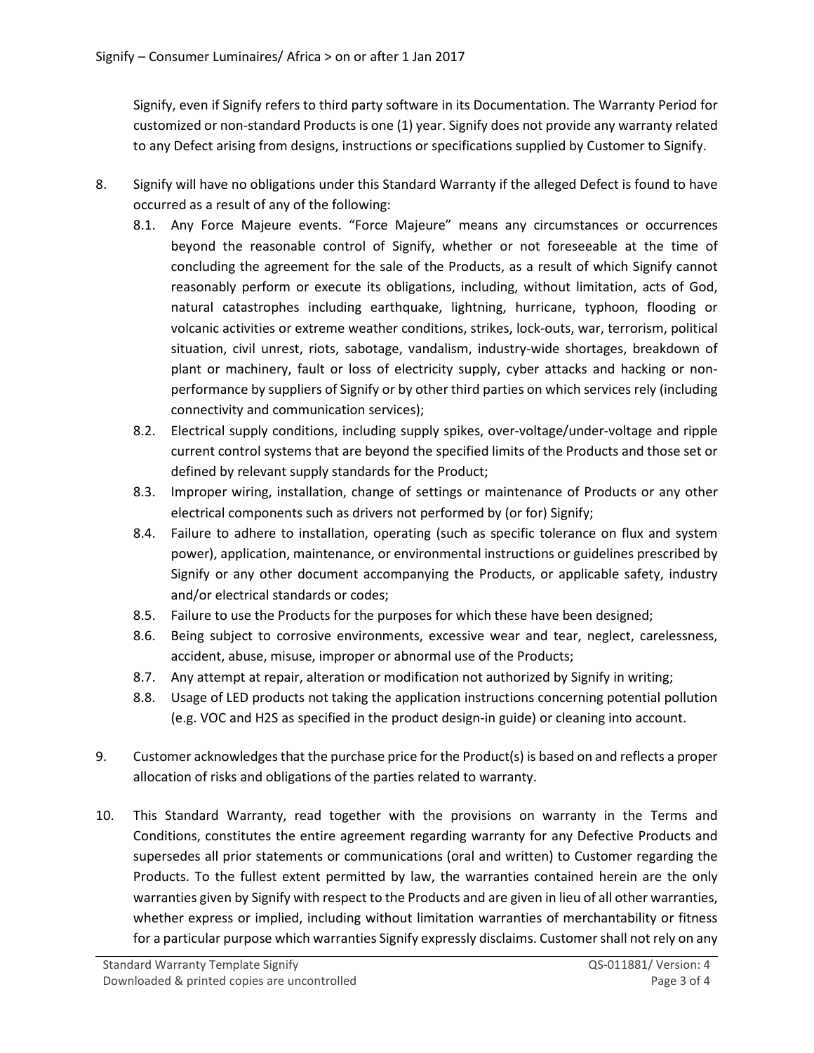Signify, even if Signify refers to third party software in its Documentation. The Warranty Period for customized or non-standard Products is one (1) year. Signify does not provide any warranty related to any Defect arising from designs, instructions or specifications supplied by Customer to Signify.

8. Signify will have no obligations under this Standard Warranty if the alleged Defect is found to have occurred as a result of any of the following:
   8.1. Any Force Majeure events. "Force Majeure" means any circumstances or occurrences beyond the reasonable control of Signify, whether or not foreseeable at the time of concluding the agreement for the sale of the Products, as a result of which Signify cannot reasonably perform or execute its obligations, including, without limitation, acts of God, natural catastrophes including earthquake, lightning, hurricane, typhoon, flooding or volcanic activities or extreme weather conditions, strikes, lock-outs, war, terrorism, political situation, civil unrest, riots, sabotage, vandalism, industry-wide shortages, breakdown of plant or machinery, fault or loss of electricity supply, cyber attacks and hacking or non-performance by suppliers of Signify or by other third parties on which services rely (including connectivity and communication services);
   8.2. Electrical supply conditions, including supply spikes, over-voltage/under-voltage and ripple current control systems that are beyond the specified limits of the Products and those set or defined by relevant supply standards for the Product;
   8.3. Improper wiring, installation, change of settings or maintenance of Products or any other electrical components such as drivers not performed by (or for) Signify;
   8.4. Failure to adhere to installation, operating (such as specific tolerance on flux and system power), application, maintenance, or environmental instructions or guidelines prescribed by Signify or any other document accompanying the Products, or applicable safety, industry and/or electrical standards or codes;
   8.5. Failure to use the Products for the purposes for which these have been designed;
   8.6. Being subject to corrosive environments, excessive wear and tear, neglect, carelessness, accident, abuse, misuse, improper or abnormal use of the Products;
   8.7. Any attempt at repair, alteration or modification not authorized by Signify in writing;
   8.8. Usage of LED products not taking the application instructions concerning potential pollution (e.g. VOC and $H_2S$ as specified in the product design-in guide) or cleaning into account.

9. Customer acknowledges that the purchase price for the Product(s) is based on and reflects a proper allocation of risks and obligations of the parties related to warranty.

10. This Standard Warranty, read together with the provisions on warranty in the Terms and Conditions, constitutes the entire agreement regarding warranty for any Defective Products and supersedes all prior statements or communications (oral and written) to Customer regarding the Products. To the fullest extent permitted by law, the warranties contained herein are the only warranties given by Signify with respect to the Products and are given in lieu of all other warranties, whether express or implied, including without limitation warranties of merchantability or fitness for a particular purpose which warranties Signify expressly disclaims. Customer shall not rely on any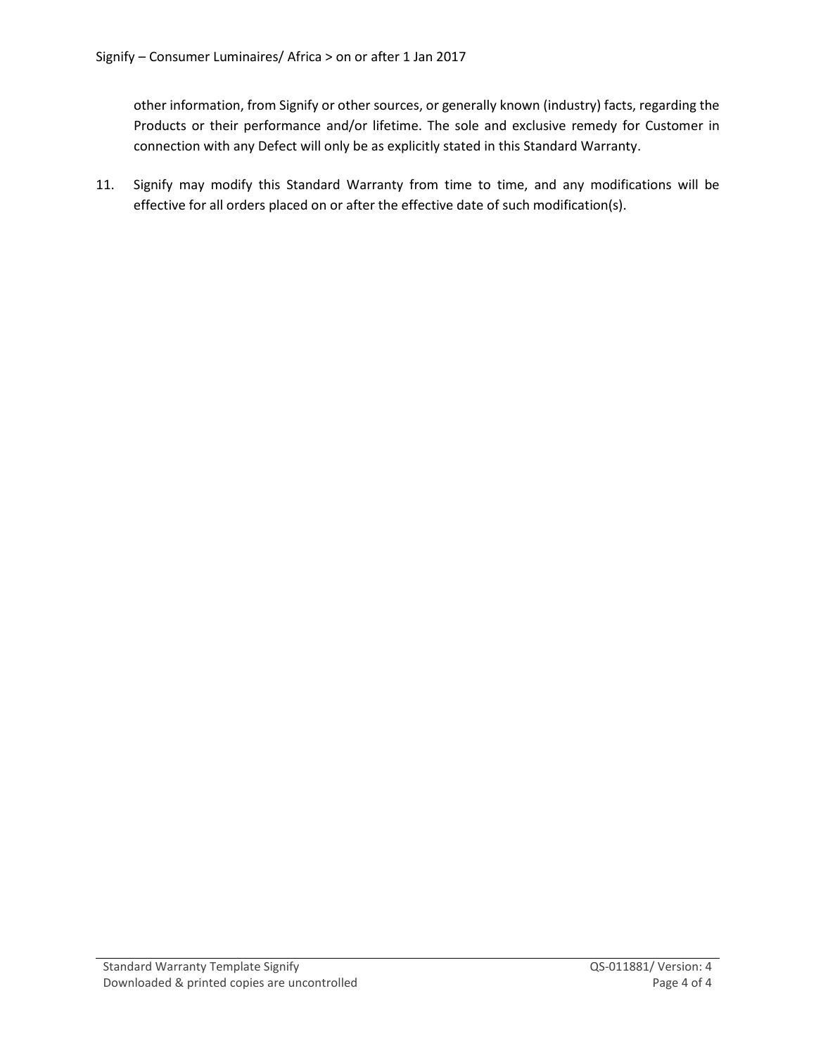other information, from Signify or other sources, or generally known (industry) facts, regarding the Products or their performance and/or lifetime. The sole and exclusive remedy for Customer in connection with any Defect will only be as explicitly stated in this Standard Warranty.

11. Signify may modify this Standard Warranty from time to time, and any modifications will be effective for all orders placed on or after the effective date of such modification(s).